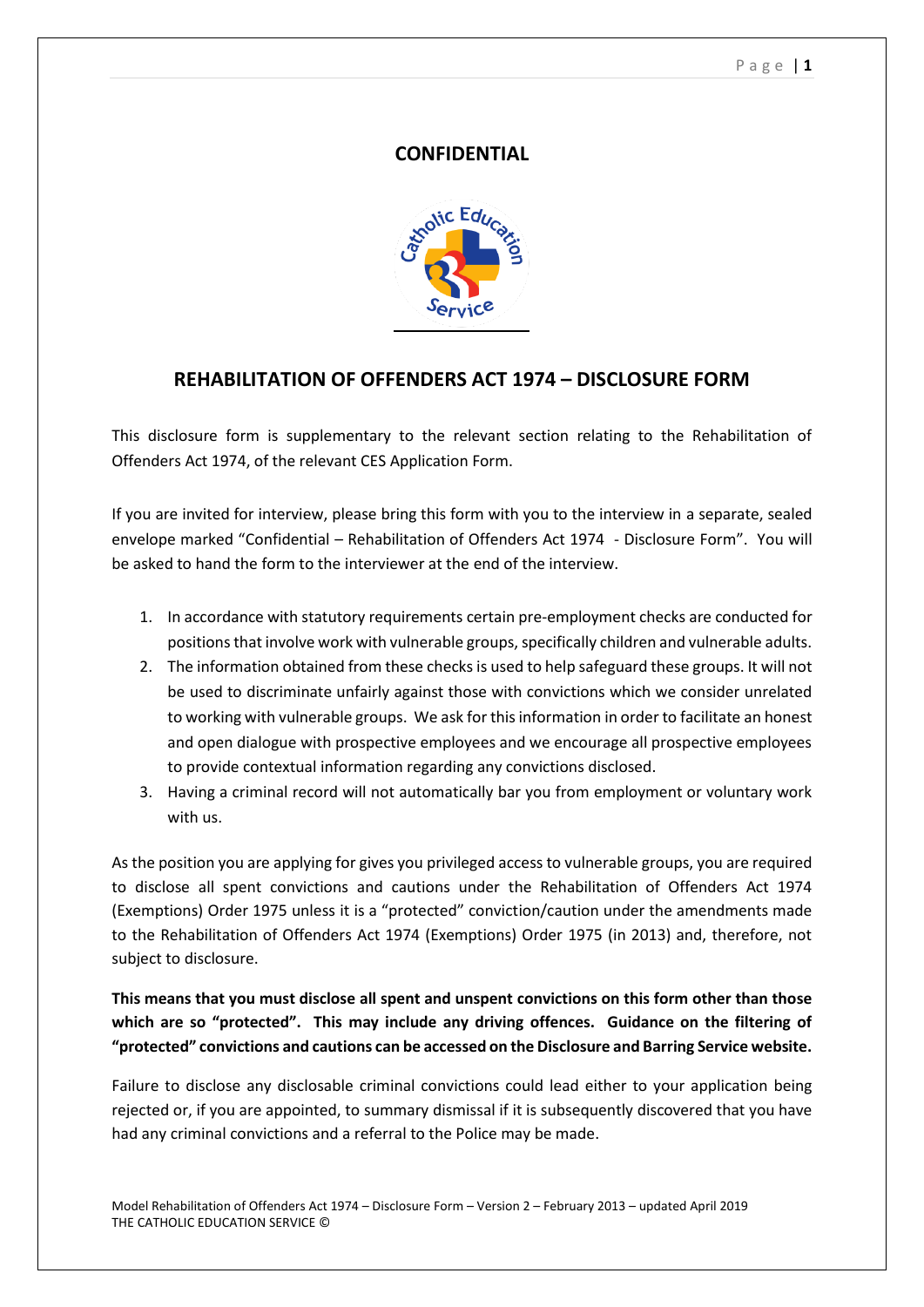**CONFIDENTIAL**

# REHABILITATION OF OFFENDERS ACT 1974 – DISCLOSURE FORM

This disclosure form is supplementary to the relevant section relating to the Rehabilitation of Offenders Act 1974, of the relevant CES Application Form.

If you are invited for interview, please bring this form with you to the interview in a separate, sealed envelope marked "Confidential – Rehabilitation of Offenders Act 1974 - Disclosure Form". You will be asked to hand the form to the interviewer at the end of the interview.

1. In accordance with statutory requirements certain pre-employment checks are conducted for positions that involve work with vulnerable groups, specifically children and vulnerable adults.
2. The information obtained from these checks is used to help safeguard these groups. It will not be used to discriminate unfairly against those with convictions which we consider unrelated to working with vulnerable groups. We ask for this information in order to facilitate an honest and open dialogue with prospective employees and we encourage all prospective employees to provide contextual information regarding any convictions disclosed.
3. Having a criminal record will not automatically bar you from employment or voluntary work with us.

As the position you are applying for gives you privileged access to vulnerable groups, you are required to disclose all spent convictions and cautions under the Rehabilitation of Offenders Act 1974 (Exemptions) Order 1975 unless it is a "protected" conviction/caution under the amendments made to the Rehabilitation of Offenders Act 1974 (Exemptions) Order 1975 (in 2013) and, therefore, not subject to disclosure.

**This means that you must disclose all spent and unspent convictions on this form other than those which are so "protected". This may include any driving offences. Guidance on the filtering of "protected" convictions and cautions can be accessed on the Disclosure and Barring Service website.**

Failure to disclose any disclosable criminal convictions could lead either to your application being rejected or, if you are appointed, to summary dismissal if it is subsequently discovered that you have had any criminal convictions and a referral to the Police may be made.

Model Rehabilitation of Offenders Act 1974 – Disclosure Form – Version 2 – February 2013 – updated April 2019
THE CATHOLIC EDUCATION SERVICE ©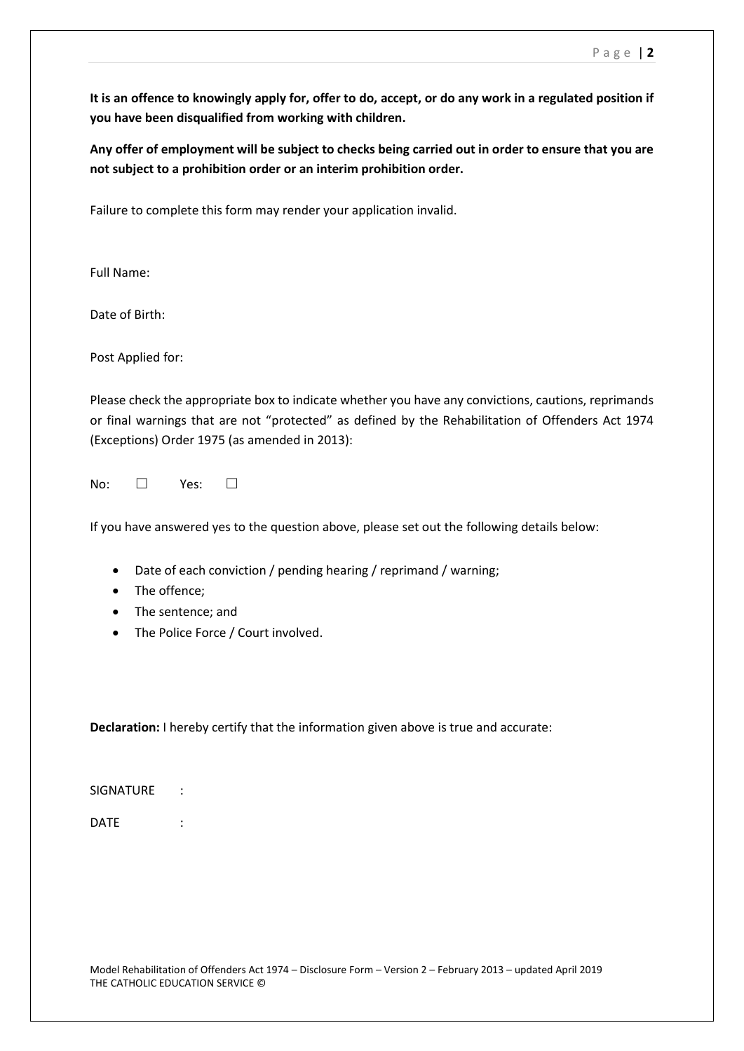**It is an offence to knowingly apply for, offer to do, accept, or do any work in a regulated position if you have been disqualified from working with children.**

**Any offer of employment will be subject to checks being carried out in order to ensure that you are not subject to a prohibition order or an interim prohibition order.**

Failure to complete this form may render your application invalid.

Full Name:

Date of Birth:

Post Applied for:

Please check the appropriate box to indicate whether you have any convictions, cautions, reprimands or final warnings that are not "protected" as defined by the Rehabilitation of Offenders Act 1974 (Exceptions) Order 1975 (as amended in 2013):

No: ☐ Yes: ☐

If you have answered yes to the question above, please set out the following details below:

- Date of each conviction / pending hearing / reprimand / warning;
- The offence;
- The sentence; and
- The Police Force / Court involved.

**Declaration:** I hereby certify that the information given above is true and accurate:

SIGNATURE :

DATE :

Model Rehabilitation of Offenders Act 1974 – Disclosure Form – Version 2 – February 2013 – updated April 2019
THE CATHOLIC EDUCATION SERVICE ©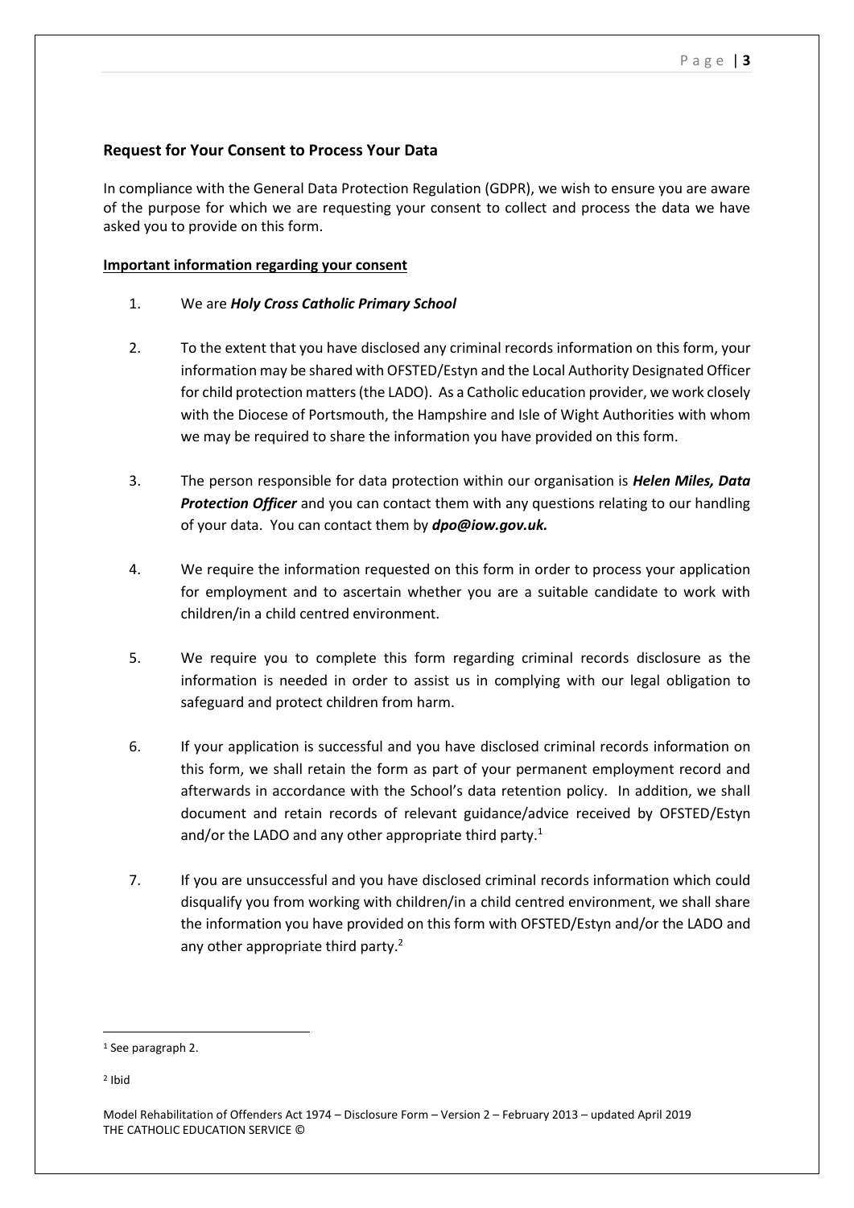## Request for Your Consent to Process Your Data

In compliance with the General Data Protection Regulation (GDPR), we wish to ensure you are aware of the purpose for which we are requesting your consent to collect and process the data we have asked you to provide on this form.

**Important information regarding your consent**

1. We are ***Holy Cross Catholic Primary School***

2. To the extent that you have disclosed any criminal records information on this form, your information may be shared with OFSTED/Estyn and the Local Authority Designated Officer for child protection matters (the LADO). As a Catholic education provider, we work closely with the Diocese of Portsmouth, the Hampshire and Isle of Wight Authorities with whom we may be required to share the information you have provided on this form.

3. The person responsible for data protection within our organisation is ***Helen Miles, Data Protection Officer*** and you can contact them with any questions relating to our handling of your data. You can contact them by ***dpo@iow.gov.uk.***

4. We require the information requested on this form in order to process your application for employment and to ascertain whether you are a suitable candidate to work with children/in a child centred environment.

5. We require you to complete this form regarding criminal records disclosure as the information is needed in order to assist us in complying with our legal obligation to safeguard and protect children from harm.

6. If your application is successful and you have disclosed criminal records information on this form, we shall retain the form as part of your permanent employment record and afterwards in accordance with the School's data retention policy. In addition, we shall document and retain records of relevant guidance/advice received by OFSTED/Estyn and/or the LADO and any other appropriate third party.[1]

7. If you are unsuccessful and you have disclosed criminal records information which could disqualify you from working with children/in a child centred environment, we shall share the information you have provided on this form with OFSTED/Estyn and/or the LADO and any other appropriate third party.[2]

---

[1] See paragraph 2.

[2] Ibid

Model Rehabilitation of Offenders Act 1974 – Disclosure Form – Version 2 – February 2013 – updated April 2019
THE CATHOLIC EDUCATION SERVICE ©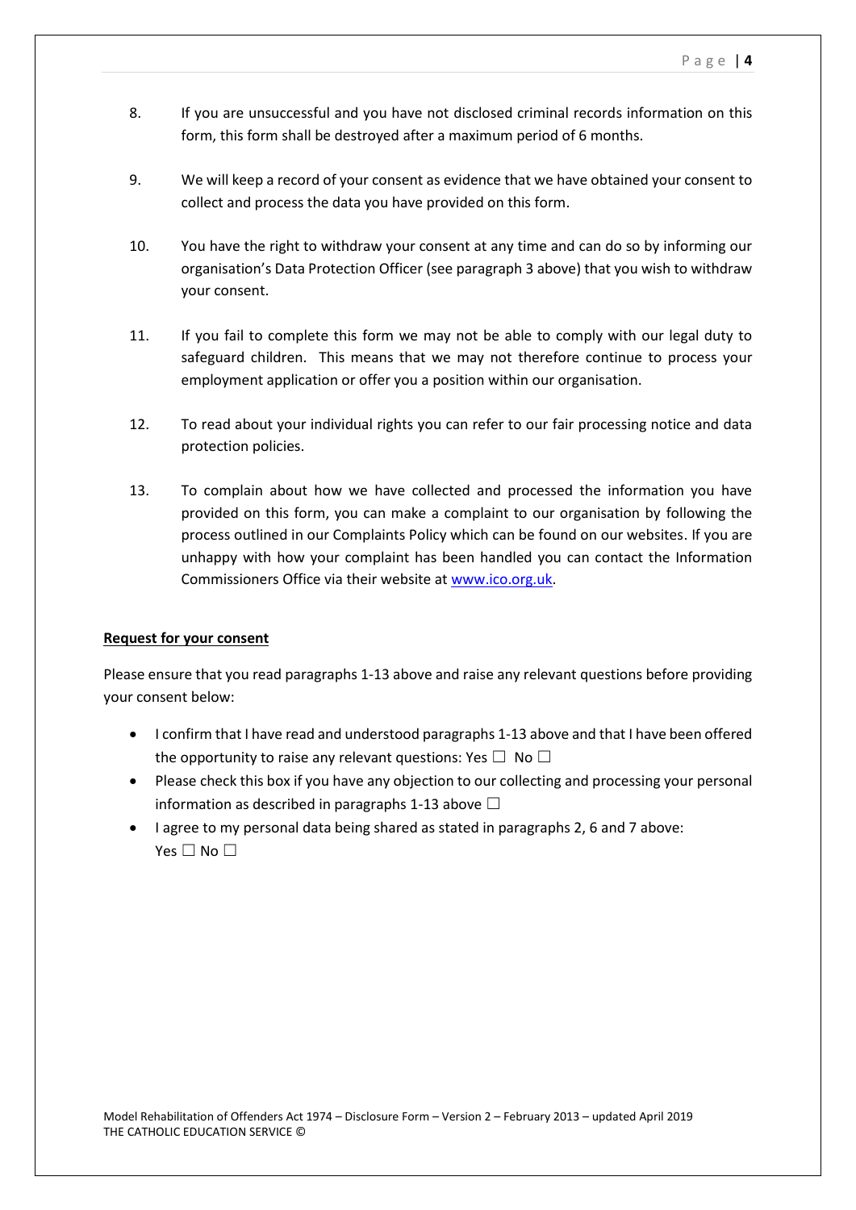8. If you are unsuccessful and you have not disclosed criminal records information on this form, this form shall be destroyed after a maximum period of 6 months.

9. We will keep a record of your consent as evidence that we have obtained your consent to collect and process the data you have provided on this form.

10. You have the right to withdraw your consent at any time and can do so by informing our organisation's Data Protection Officer (see paragraph 3 above) that you wish to withdraw your consent.

11. If you fail to complete this form we may not be able to comply with our legal duty to safeguard children. This means that we may not therefore continue to process your employment application or offer you a position within our organisation.

12. To read about your individual rights you can refer to our fair processing notice and data protection policies.

13. To complain about how we have collected and processed the information you have provided on this form, you can make a complaint to our organisation by following the process outlined in our Complaints Policy which can be found on our websites. If you are unhappy with how your complaint has been handled you can contact the Information Commissioners Office via their website at [www.ico.org.uk](http://www.ico.org.uk).

**Request for your consent**

Please ensure that you read paragraphs 1-13 above and raise any relevant questions before providing your consent below:

- I confirm that I have read and understood paragraphs 1-13 above and that I have been offered the opportunity to raise any relevant questions: Yes ☐ No ☐
- Please check this box if you have any objection to our collecting and processing your personal information as described in paragraphs 1-13 above ☐
- I agree to my personal data being shared as stated in paragraphs 2, 6 and 7 above: Yes ☐ No ☐

Model Rehabilitation of Offenders Act 1974 – Disclosure Form – Version 2 – February 2013 – updated April 2019
THE CATHOLIC EDUCATION SERVICE ©